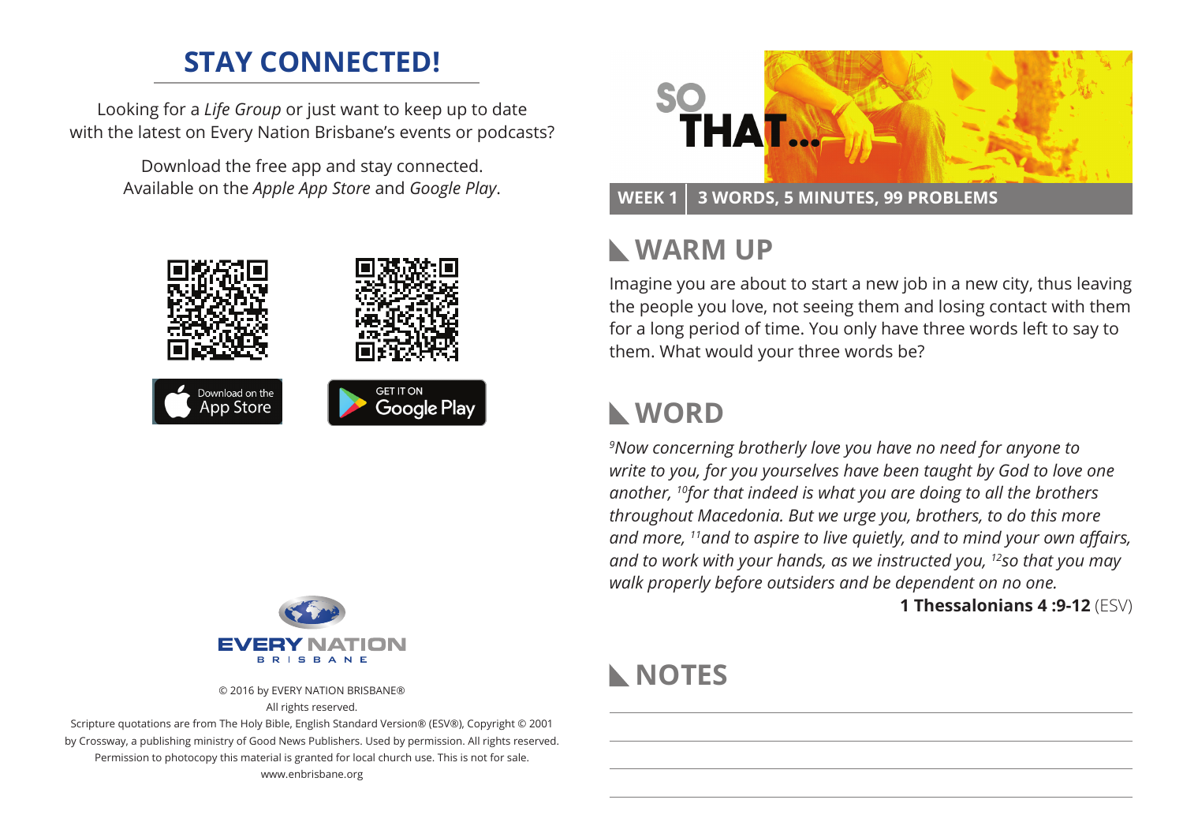## STAY CONNECTED!

Looking for a *Life Group* or just want to keep up to date with the latest on Every Nation Brisbane's events or podcasts?

Download the free app and stay connected. Available on the *Apple App Store* and *Google Play*.

Download on the App Store

GET IT ON Google Play

EVERY NATION BRISBANE

© 2016 by EVERY NATION BRISBANE®
All rights reserved.
Scripture quotations are from The Holy Bible, English Standard Version® (ESV®), Copyright © 2001 by Crossway, a publishing ministry of Good News Publishers. Used by permission. All rights reserved. Permission to photocopy this material is granted for local church use. This is not for sale.
www.enbrisbane.org

# SO THAT...

**WEEK 1 | 3 WORDS, 5 MINUTES, 99 PROBLEMS**

## WARM UP

Imagine you are about to start a new job in a new city, thus leaving the people you love, not seeing them and losing contact with them for a long period of time. You only have three words left to say to them. What would your three words be?

## WORD

*[9]Now concerning brotherly love you have no need for anyone to write to you, for you yourselves have been taught by God to love one another, [10]for that indeed is what you are doing to all the brothers throughout Macedonia. But we urge you, brothers, to do this more and more, [11]and to aspire to live quietly, and to mind your own affairs, and to work with your hands, as we instructed you, [12]so that you may walk properly before outsiders and be dependent on no one.*

**1 Thessalonians 4 :9-12** (ESV)

## NOTES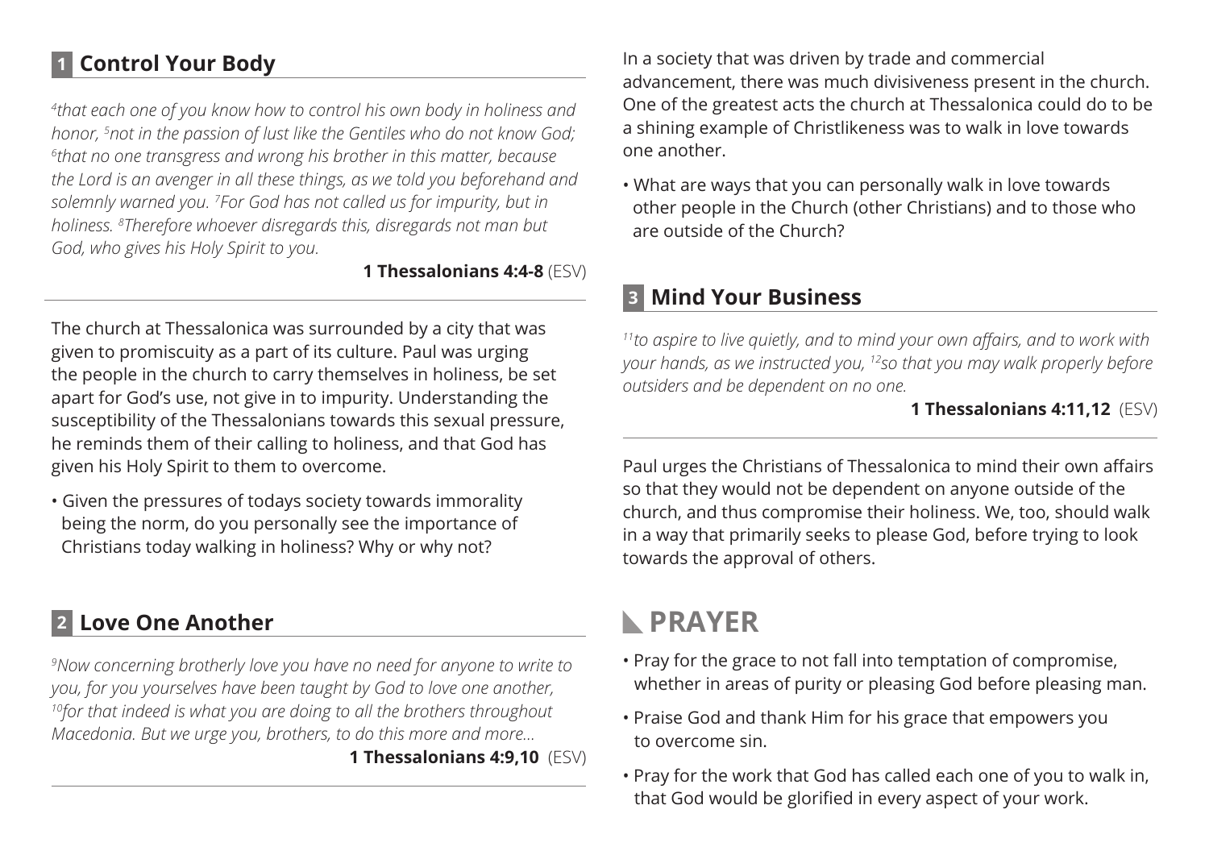## 1 Control Your Body

*[4]that each one of you know how to control his own body in holiness and honor, [5]not in the passion of lust like the Gentiles who do not know God; [6]that no one transgress and wrong his brother in this matter, because the Lord is an avenger in all these things, as we told you beforehand and solemnly warned you. [7]For God has not called us for impurity, but in holiness. [8]Therefore whoever disregards this, disregards not man but God, who gives his Holy Spirit to you.*

**1 Thessalonians 4:4-8** (ESV)

The church at Thessalonica was surrounded by a city that was given to promiscuity as a part of its culture. Paul was urging the people in the church to carry themselves in holiness, be set apart for God's use, not give in to impurity. Understanding the susceptibility of the Thessalonians towards this sexual pressure, he reminds them of their calling to holiness, and that God has given his Holy Spirit to them to overcome.

- Given the pressures of todays society towards immorality being the norm, do you personally see the importance of Christians today walking in holiness? Why or why not?

## 2 Love One Another

*[9]Now concerning brotherly love you have no need for anyone to write to you, for you yourselves have been taught by God to love one another, [10]for that indeed is what you are doing to all the brothers throughout Macedonia. But we urge you, brothers, to do this more and more...*

**1 Thessalonians 4:9,10** (ESV)

In a society that was driven by trade and commercial advancement, there was much divisiveness present in the church. One of the greatest acts the church at Thessalonica could do to be a shining example of Christlikeness was to walk in love towards one another.

- What are ways that you can personally walk in love towards other people in the Church (other Christians) and to those who are outside of the Church?

## 3 Mind Your Business

*[11]to aspire to live quietly, and to mind your own affairs, and to work with your hands, as we instructed you, [12]so that you may walk properly before outsiders and be dependent on no one.*

**1 Thessalonians 4:11,12** (ESV)

Paul urges the Christians of Thessalonica to mind their own affairs so that they would not be dependent on anyone outside of the church, and thus compromise their holiness. We, too, should walk in a way that primarily seeks to please God, before trying to look towards the approval of others.

## PRAYER

- Pray for the grace to not fall into temptation of compromise, whether in areas of purity or pleasing God before pleasing man.
- Praise God and thank Him for his grace that empowers you to overcome sin.
- Pray for the work that God has called each one of you to walk in, that God would be glorified in every aspect of your work.